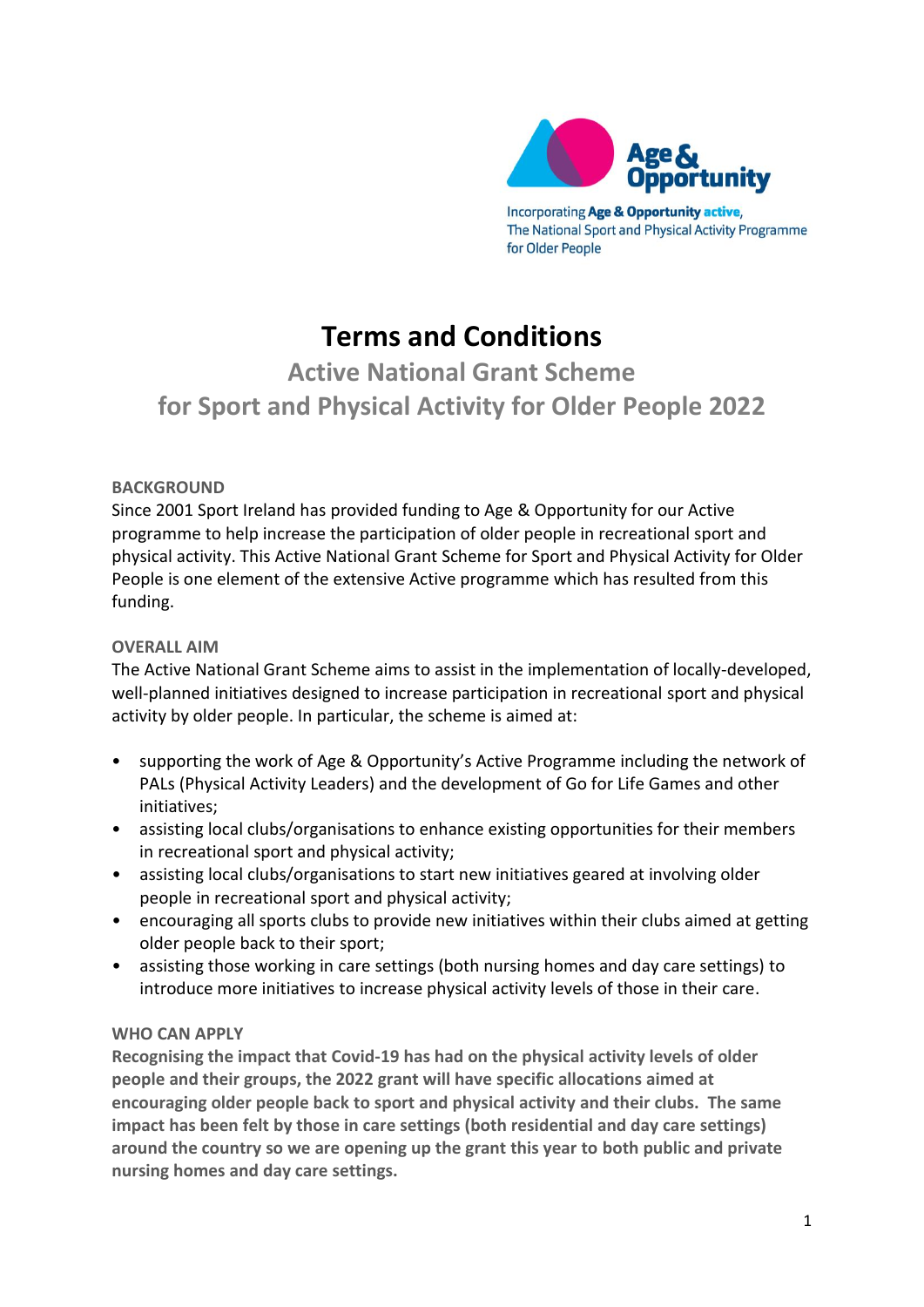Age & Opportunity

Incorporating **Age & Opportunity active**, The National Sport and Physical Activity Programme for Older People

# Terms and Conditions

## Active National Grant Scheme for Sport and Physical Activity for Older People 2022

### BACKGROUND

Since 2001 Sport Ireland has provided funding to Age & Opportunity for our Active programme to help increase the participation of older people in recreational sport and physical activity. This Active National Grant Scheme for Sport and Physical Activity for Older People is one element of the extensive Active programme which has resulted from this funding.

### OVERALL AIM

The Active National Grant Scheme aims to assist in the implementation of locally-developed, well-planned initiatives designed to increase participation in recreational sport and physical activity by older people. In particular, the scheme is aimed at:

- supporting the work of Age & Opportunity's Active Programme including the network of PALs (Physical Activity Leaders) and the development of Go for Life Games and other initiatives;
- assisting local clubs/organisations to enhance existing opportunities for their members in recreational sport and physical activity;
- assisting local clubs/organisations to start new initiatives geared at involving older people in recreational sport and physical activity;
- encouraging all sports clubs to provide new initiatives within their clubs aimed at getting older people back to their sport;
- assisting those working in care settings (both nursing homes and day care settings) to introduce more initiatives to increase physical activity levels of those in their care.

### WHO CAN APPLY

**Recognising the impact that Covid-19 has had on the physical activity levels of older people and their groups, the 2022 grant will have specific allocations aimed at encouraging older people back to sport and physical activity and their clubs. The same impact has been felt by those in care settings (both residential and day care settings) around the country so we are opening up the grant this year to both public and private nursing homes and day care settings.**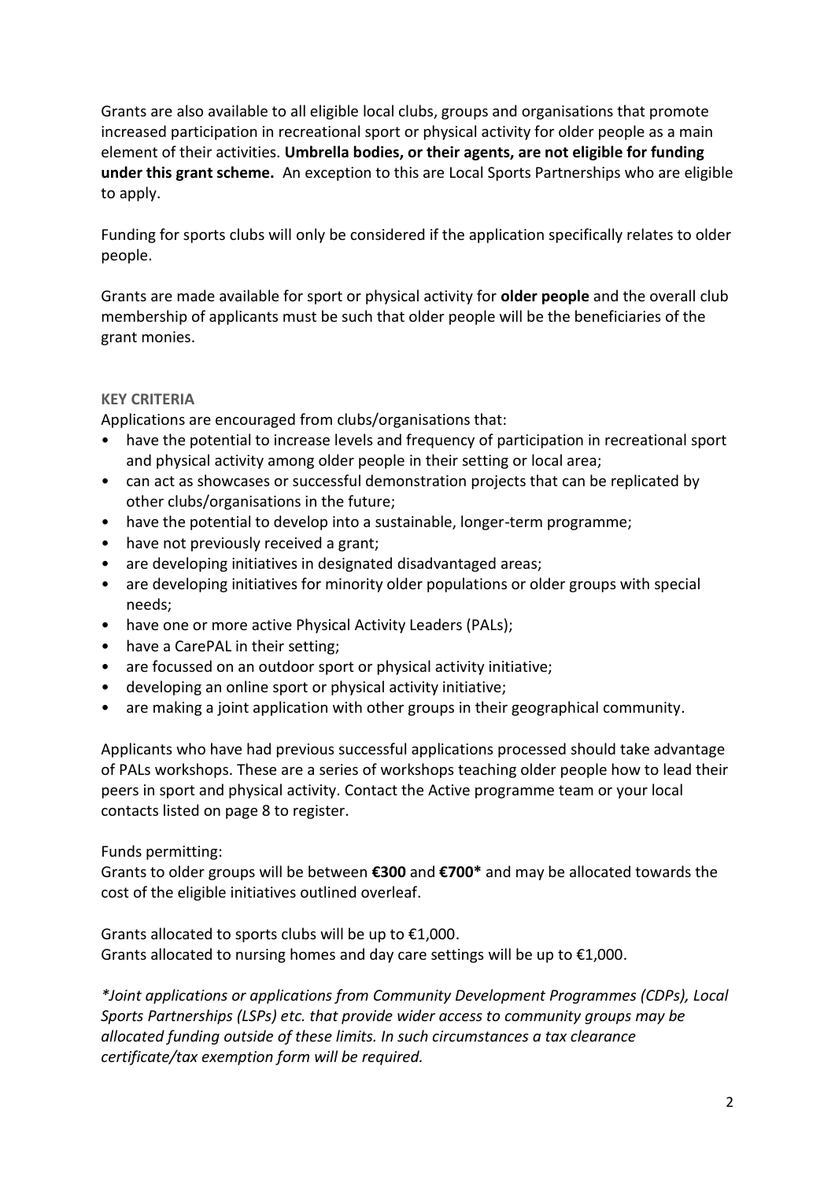Grants are also available to all eligible local clubs, groups and organisations that promote increased participation in recreational sport or physical activity for older people as a main element of their activities. **Umbrella bodies, or their agents, are not eligible for funding under this grant scheme.** An exception to this are Local Sports Partnerships who are eligible to apply.

Funding for sports clubs will only be considered if the application specifically relates to older people.

Grants are made available for sport or physical activity for **older people** and the overall club membership of applicants must be such that older people will be the beneficiaries of the grant monies.

### KEY CRITERIA

Applications are encouraged from clubs/organisations that:

- have the potential to increase levels and frequency of participation in recreational sport and physical activity among older people in their setting or local area;
- can act as showcases or successful demonstration projects that can be replicated by other clubs/organisations in the future;
- have the potential to develop into a sustainable, longer-term programme;
- have not previously received a grant;
- are developing initiatives in designated disadvantaged areas;
- are developing initiatives for minority older populations or older groups with special needs;
- have one or more active Physical Activity Leaders (PALs);
- have a CarePAL in their setting;
- are focussed on an outdoor sport or physical activity initiative;
- developing an online sport or physical activity initiative;
- are making a joint application with other groups in their geographical community.

Applicants who have had previous successful applications processed should take advantage of PALs workshops. These are a series of workshops teaching older people how to lead their peers in sport and physical activity. Contact the Active programme team or your local contacts listed on page 8 to register.

Funds permitting:
Grants to older groups will be between **€300** and **€700*** and may be allocated towards the cost of the eligible initiatives outlined overleaf.

Grants allocated to sports clubs will be up to €1,000.
Grants allocated to nursing homes and day care settings will be up to €1,000.

*\*Joint applications or applications from Community Development Programmes (CDPs), Local Sports Partnerships (LSPs) etc. that provide wider access to community groups may be allocated funding outside of these limits. In such circumstances a tax clearance certificate/tax exemption form will be required.*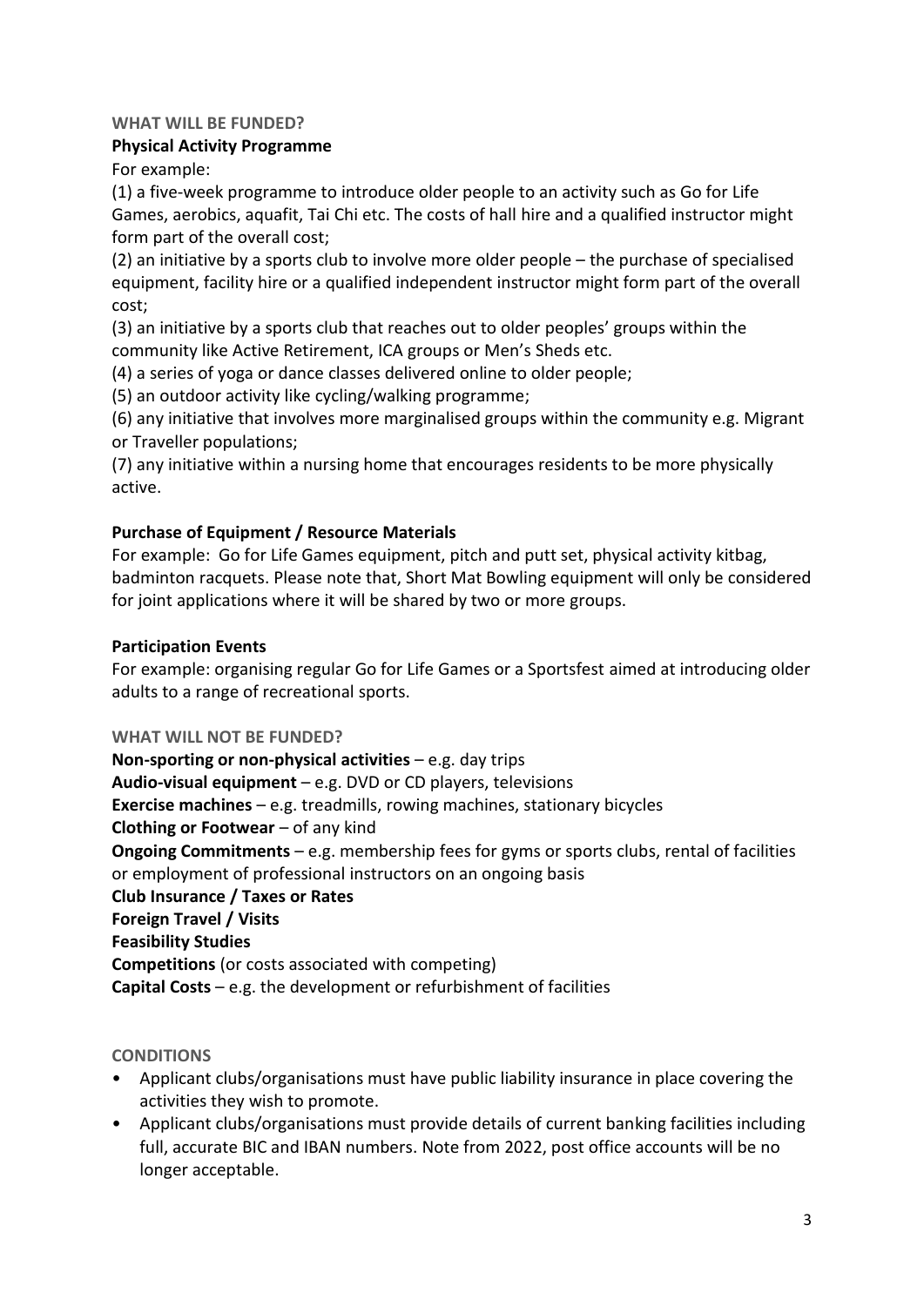## WHAT WILL BE FUNDED?

### Physical Activity Programme

For example:

(1) a five-week programme to introduce older people to an activity such as Go for Life Games, aerobics, aquafit, Tai Chi etc. The costs of hall hire and a qualified instructor might form part of the overall cost;

(2) an initiative by a sports club to involve more older people – the purchase of specialised equipment, facility hire or a qualified independent instructor might form part of the overall cost;

(3) an initiative by a sports club that reaches out to older peoples' groups within the community like Active Retirement, ICA groups or Men's Sheds etc.

(4) a series of yoga or dance classes delivered online to older people;

(5) an outdoor activity like cycling/walking programme;

(6) any initiative that involves more marginalised groups within the community e.g. Migrant or Traveller populations;

(7) any initiative within a nursing home that encourages residents to be more physically active.

### Purchase of Equipment / Resource Materials

For example: Go for Life Games equipment, pitch and putt set, physical activity kitbag, badminton racquets. Please note that, Short Mat Bowling equipment will only be considered for joint applications where it will be shared by two or more groups.

### Participation Events

For example: organising regular Go for Life Games or a Sportsfest aimed at introducing older adults to a range of recreational sports.

## WHAT WILL NOT BE FUNDED?

**Non-sporting or non-physical activities** – e.g. day trips
**Audio-visual equipment** – e.g. DVD or CD players, televisions
**Exercise machines** – e.g. treadmills, rowing machines, stationary bicycles
**Clothing or Footwear** – of any kind
**Ongoing Commitments** – e.g. membership fees for gyms or sports clubs, rental of facilities or employment of professional instructors on an ongoing basis
**Club Insurance / Taxes or Rates**
**Foreign Travel / Visits**
**Feasibility Studies**
**Competitions** (or costs associated with competing)
**Capital Costs** – e.g. the development or refurbishment of facilities

## CONDITIONS

- Applicant clubs/organisations must have public liability insurance in place covering the activities they wish to promote.
- Applicant clubs/organisations must provide details of current banking facilities including full, accurate BIC and IBAN numbers. Note from 2022, post office accounts will be no longer acceptable.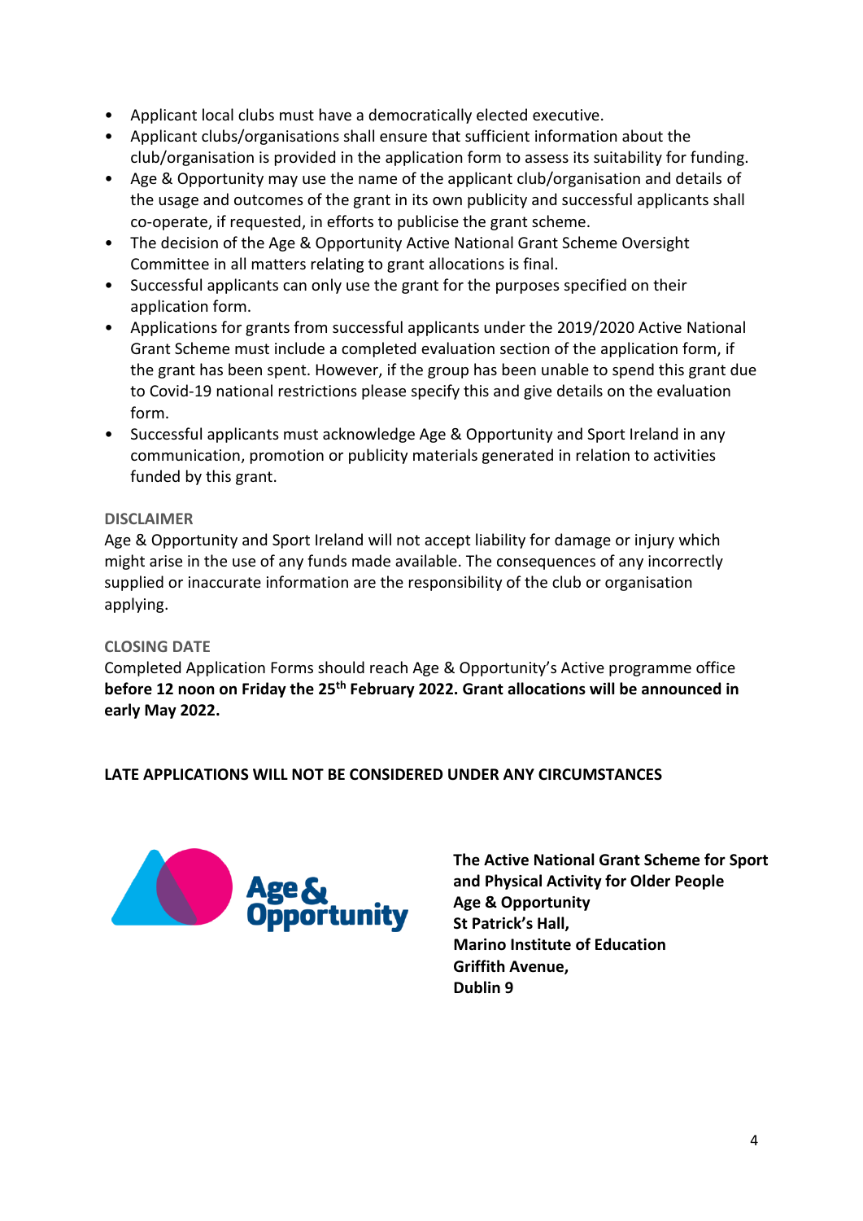- Applicant local clubs must have a democratically elected executive.
- Applicant clubs/organisations shall ensure that sufficient information about the club/organisation is provided in the application form to assess its suitability for funding.
- Age & Opportunity may use the name of the applicant club/organisation and details of the usage and outcomes of the grant in its own publicity and successful applicants shall co-operate, if requested, in efforts to publicise the grant scheme.
- The decision of the Age & Opportunity Active National Grant Scheme Oversight Committee in all matters relating to grant allocations is final.
- Successful applicants can only use the grant for the purposes specified on their application form.
- Applications for grants from successful applicants under the 2019/2020 Active National Grant Scheme must include a completed evaluation section of the application form, if the grant has been spent. However, if the group has been unable to spend this grant due to Covid-19 national restrictions please specify this and give details on the evaluation form.
- Successful applicants must acknowledge Age & Opportunity and Sport Ireland in any communication, promotion or publicity materials generated in relation to activities funded by this grant.

## DISCLAIMER

Age & Opportunity and Sport Ireland will not accept liability for damage or injury which might arise in the use of any funds made available. The consequences of any incorrectly supplied or inaccurate information are the responsibility of the club or organisation applying.

## CLOSING DATE

Completed Application Forms should reach Age & Opportunity's Active programme office **before 12 noon on Friday the 25th February 2022. Grant allocations will be announced in early May 2022.**

**LATE APPLICATIONS WILL NOT BE CONSIDERED UNDER ANY CIRCUMSTANCES**

Age & Opportunity

**The Active National Grant Scheme for Sport and Physical Activity for Older People**
**Age & Opportunity**
**St Patrick's Hall,**
**Marino Institute of Education**
**Griffith Avenue,**
**Dublin 9**